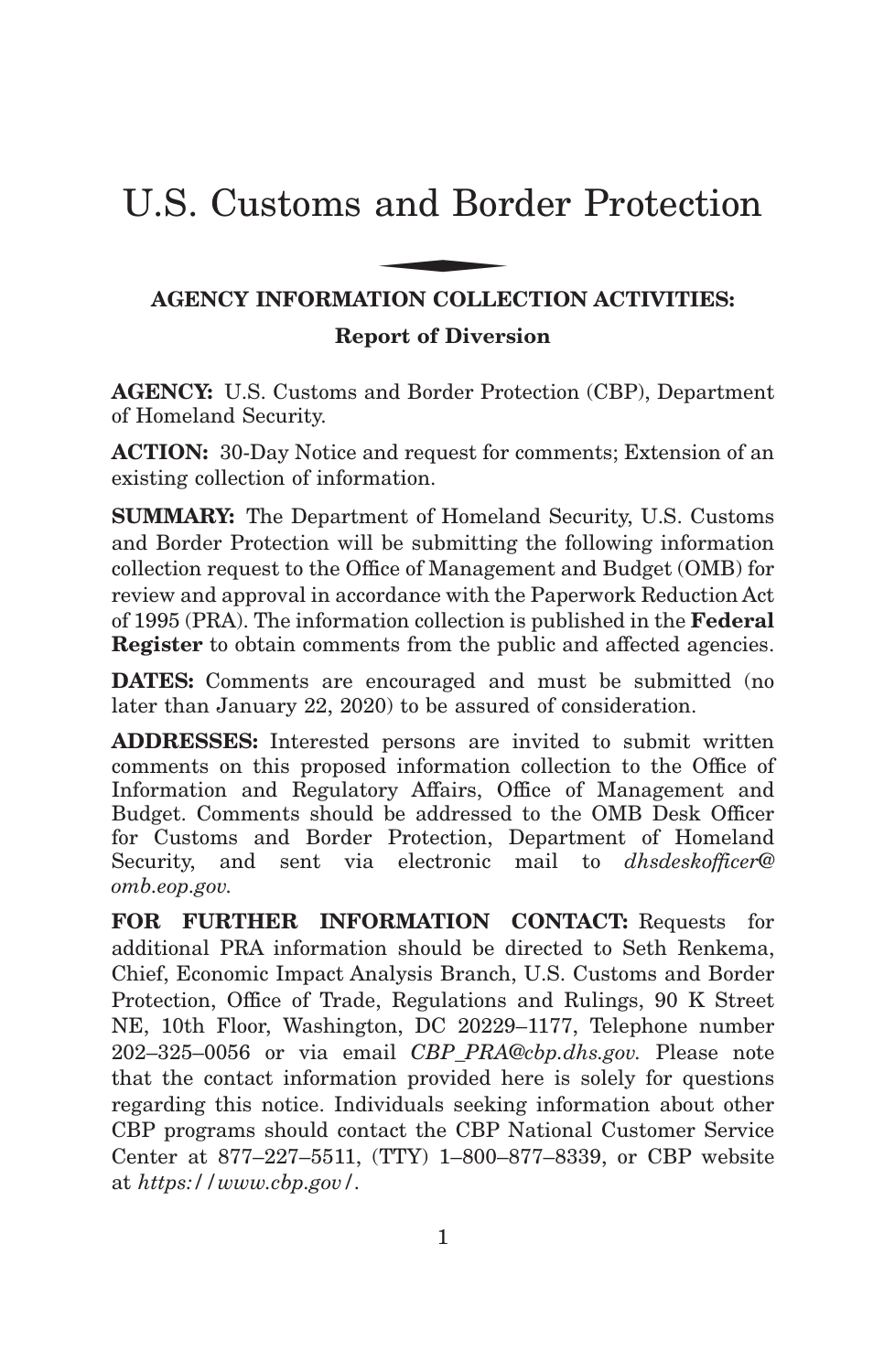# U.S. Customs and Border Protection

## AGENCY INFORMATION COLLECTION ACTIVITIES:

### Report of Diversion

**AGENCY:** U.S. Customs and Border Protection (CBP), Department of Homeland Security.

**ACTION:** 30-Day Notice and request for comments; Extension of an existing collection of information.

**SUMMARY:** The Department of Homeland Security, U.S. Customs and Border Protection will be submitting the following information collection request to the Office of Management and Budget (OMB) for review and approval in accordance with the Paperwork Reduction Act of 1995 (PRA). The information collection is published in the **Federal Register** to obtain comments from the public and affected agencies.

**DATES:** Comments are encouraged and must be submitted (no later than January 22, 2020) to be assured of consideration.

**ADDRESSES:** Interested persons are invited to submit written comments on this proposed information collection to the Office of Information and Regulatory Affairs, Office of Management and Budget. Comments should be addressed to the OMB Desk Officer for Customs and Border Protection, Department of Homeland Security, and sent via electronic mail to *dhsdeskofficer@omb.eop.gov.*

**FOR FURTHER INFORMATION CONTACT:** Requests for additional PRA information should be directed to Seth Renkema, Chief, Economic Impact Analysis Branch, U.S. Customs and Border Protection, Office of Trade, Regulations and Rulings, 90 K Street NE, 10th Floor, Washington, DC 20229–1177, Telephone number 202–325–0056 or via email *CBP_PRA@cbp.dhs.gov.* Please note that the contact information provided here is solely for questions regarding this notice. Individuals seeking information about other CBP programs should contact the CBP National Customer Service Center at 877–227–5511, (TTY) 1–800–877–8339, or CBP website at *https://www.cbp.gov/*.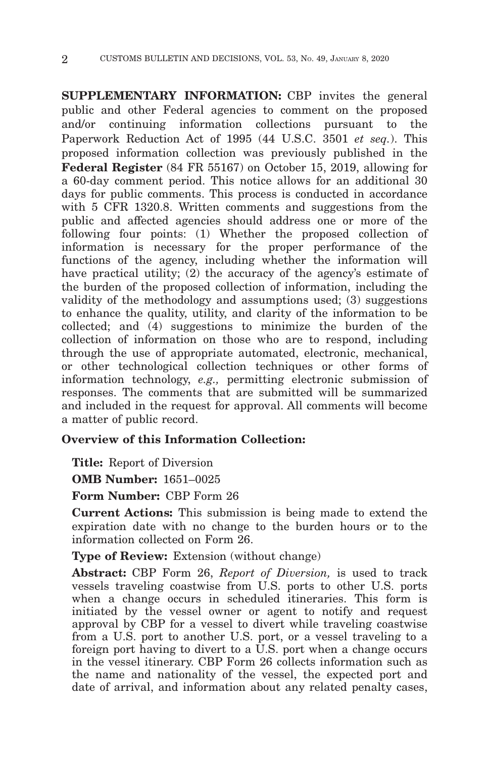**SUPPLEMENTARY INFORMATION:** CBP invites the general public and other Federal agencies to comment on the proposed and/or continuing information collections pursuant to the Paperwork Reduction Act of 1995 (44 U.S.C. 3501 *et seq.*). This proposed information collection was previously published in the **Federal Register** (84 FR 55167) on October 15, 2019, allowing for a 60-day comment period. This notice allows for an additional 30 days for public comments. This process is conducted in accordance with 5 CFR 1320.8. Written comments and suggestions from the public and affected agencies should address one or more of the following four points: (1) Whether the proposed collection of information is necessary for the proper performance of the functions of the agency, including whether the information will have practical utility; (2) the accuracy of the agency's estimate of the burden of the proposed collection of information, including the validity of the methodology and assumptions used; (3) suggestions to enhance the quality, utility, and clarity of the information to be collected; and (4) suggestions to minimize the burden of the collection of information on those who are to respond, including through the use of appropriate automated, electronic, mechanical, or other technological collection techniques or other forms of information technology, *e.g.,* permitting electronic submission of responses. The comments that are submitted will be summarized and included in the request for approval. All comments will become a matter of public record.

**Overview of this Information Collection:**

**Title:** Report of Diversion

**OMB Number:** 1651–0025

**Form Number:** CBP Form 26

**Current Actions:** This submission is being made to extend the expiration date with no change to the burden hours or to the information collected on Form 26.

**Type of Review:** Extension (without change)

**Abstract:** CBP Form 26, *Report of Diversion,* is used to track vessels traveling coastwise from U.S. ports to other U.S. ports when a change occurs in scheduled itineraries. This form is initiated by the vessel owner or agent to notify and request approval by CBP for a vessel to divert while traveling coastwise from a U.S. port to another U.S. port, or a vessel traveling to a foreign port having to divert to a U.S. port when a change occurs in the vessel itinerary. CBP Form 26 collects information such as the name and nationality of the vessel, the expected port and date of arrival, and information about any related penalty cases,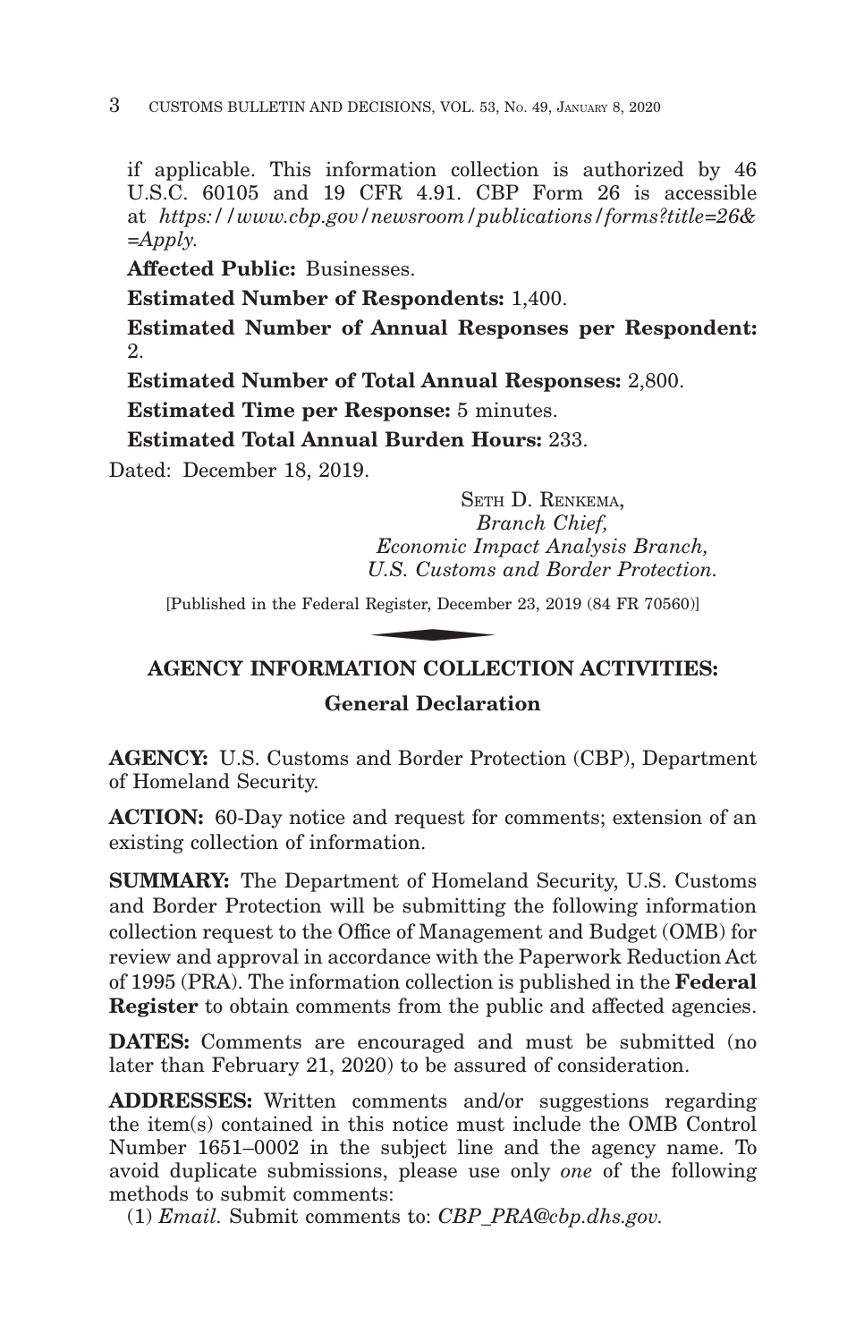if applicable. This information collection is authorized by 46 U.S.C. 60105 and 19 CFR 4.91. CBP Form 26 is accessible at *https://www.cbp.gov/newsroom/publications/forms?title=26&=Apply.*

**Affected Public:** Businesses.

**Estimated Number of Respondents:** 1,400.

**Estimated Number of Annual Responses per Respondent:** 2.

**Estimated Number of Total Annual Responses:** 2,800.

**Estimated Time per Response:** 5 minutes.

**Estimated Total Annual Burden Hours:** 233.

Dated: December 18, 2019.

SETH D. RENKEMA,
*Branch Chief,*
*Economic Impact Analysis Branch,*
*U.S. Customs and Border Protection.*

[Published in the Federal Register, December 23, 2019 (84 FR 70560)]

## AGENCY INFORMATION COLLECTION ACTIVITIES:

### General Declaration

**AGENCY:** U.S. Customs and Border Protection (CBP), Department of Homeland Security.

**ACTION:** 60-Day notice and request for comments; extension of an existing collection of information.

**SUMMARY:** The Department of Homeland Security, U.S. Customs and Border Protection will be submitting the following information collection request to the Office of Management and Budget (OMB) for review and approval in accordance with the Paperwork Reduction Act of 1995 (PRA). The information collection is published in the **Federal Register** to obtain comments from the public and affected agencies.

**DATES:** Comments are encouraged and must be submitted (no later than February 21, 2020) to be assured of consideration.

**ADDRESSES:** Written comments and/or suggestions regarding the item(s) contained in this notice must include the OMB Control Number 1651–0002 in the subject line and the agency name. To avoid duplicate submissions, please use only *one* of the following methods to submit comments:

(1) *Email.* Submit comments to: *CBP_PRA@cbp.dhs.gov.*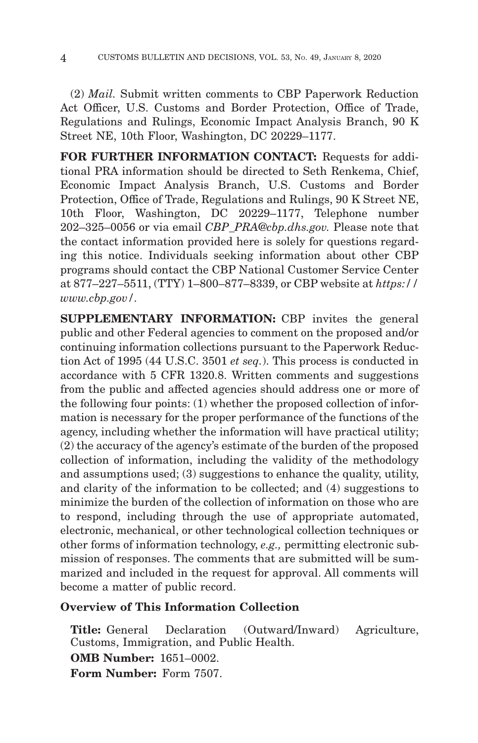(2) *Mail.* Submit written comments to CBP Paperwork Reduction Act Officer, U.S. Customs and Border Protection, Office of Trade, Regulations and Rulings, Economic Impact Analysis Branch, 90 K Street NE, 10th Floor, Washington, DC 20229–1177.

**FOR FURTHER INFORMATION CONTACT:** Requests for additional PRA information should be directed to Seth Renkema, Chief, Economic Impact Analysis Branch, U.S. Customs and Border Protection, Office of Trade, Regulations and Rulings, 90 K Street NE, 10th Floor, Washington, DC 20229–1177, Telephone number 202–325–0056 or via email *CBP_PRA@cbp.dhs.gov.* Please note that the contact information provided here is solely for questions regarding this notice. Individuals seeking information about other CBP programs should contact the CBP National Customer Service Center at 877–227–5511, (TTY) 1–800–877–8339, or CBP website at *https://www.cbp.gov/*.

**SUPPLEMENTARY INFORMATION:** CBP invites the general public and other Federal agencies to comment on the proposed and/or continuing information collections pursuant to the Paperwork Reduction Act of 1995 (44 U.S.C. 3501 *et seq.*). This process is conducted in accordance with 5 CFR 1320.8. Written comments and suggestions from the public and affected agencies should address one or more of the following four points: (1) whether the proposed collection of information is necessary for the proper performance of the functions of the agency, including whether the information will have practical utility; (2) the accuracy of the agency's estimate of the burden of the proposed collection of information, including the validity of the methodology and assumptions used; (3) suggestions to enhance the quality, utility, and clarity of the information to be collected; and (4) suggestions to minimize the burden of the collection of information on those who are to respond, including through the use of appropriate automated, electronic, mechanical, or other technological collection techniques or other forms of information technology, *e.g.,* permitting electronic submission of responses. The comments that are submitted will be summarized and included in the request for approval. All comments will become a matter of public record.

**Overview of This Information Collection**

**Title:** General Declaration (Outward/Inward) Agriculture, Customs, Immigration, and Public Health.

**OMB Number:** 1651–0002.

**Form Number:** Form 7507.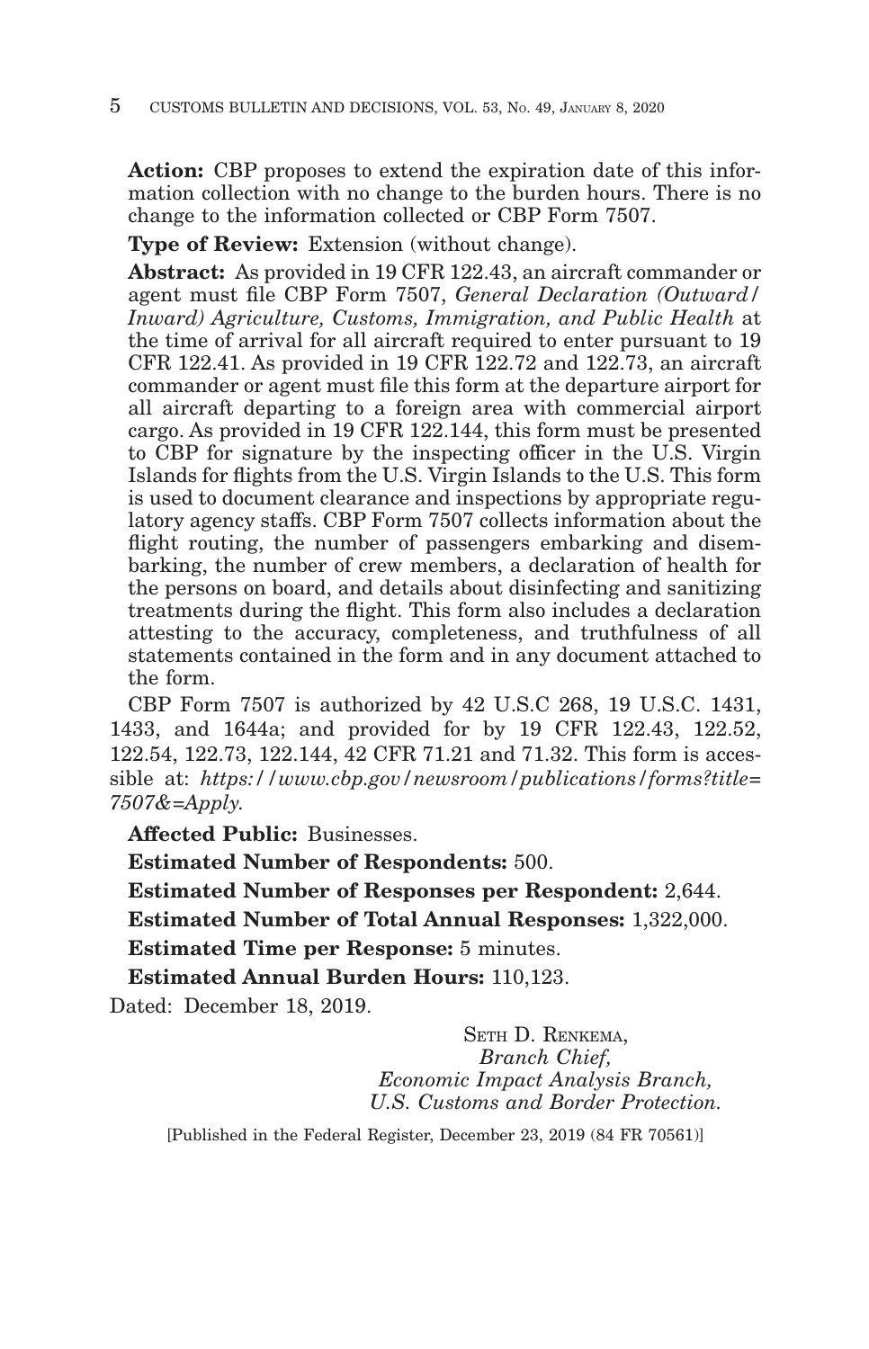**Action:** CBP proposes to extend the expiration date of this information collection with no change to the burden hours. There is no change to the information collected or CBP Form 7507.

**Type of Review:** Extension (without change).

**Abstract:** As provided in 19 CFR 122.43, an aircraft commander or agent must file CBP Form 7507, *General Declaration (Outward/Inward) Agriculture, Customs, Immigration, and Public Health* at the time of arrival for all aircraft required to enter pursuant to 19 CFR 122.41. As provided in 19 CFR 122.72 and 122.73, an aircraft commander or agent must file this form at the departure airport for all aircraft departing to a foreign area with commercial airport cargo. As provided in 19 CFR 122.144, this form must be presented to CBP for signature by the inspecting officer in the U.S. Virgin Islands for flights from the U.S. Virgin Islands to the U.S. This form is used to document clearance and inspections by appropriate regulatory agency staffs. CBP Form 7507 collects information about the flight routing, the number of passengers embarking and disembarking, the number of crew members, a declaration of health for the persons on board, and details about disinfecting and sanitizing treatments during the flight. This form also includes a declaration attesting to the accuracy, completeness, and truthfulness of all statements contained in the form and in any document attached to the form.

CBP Form 7507 is authorized by 42 U.S.C 268, 19 U.S.C. 1431, 1433, and 1644a; and provided for by 19 CFR 122.43, 122.52, 122.54, 122.73, 122.144, 42 CFR 71.21 and 71.32. This form is accessible at: *https://www.cbp.gov/newsroom/publications/forms?title=7507&=Apply.*

**Affected Public:** Businesses.

**Estimated Number of Respondents:** 500.

**Estimated Number of Responses per Respondent:** 2,644.

**Estimated Number of Total Annual Responses:** 1,322,000.

**Estimated Time per Response:** 5 minutes.

**Estimated Annual Burden Hours:** 110,123.

Dated: December 18, 2019.

SETH D. RENKEMA,
*Branch Chief,*
*Economic Impact Analysis Branch,*
*U.S. Customs and Border Protection.*

[Published in the Federal Register, December 23, 2019 (84 FR 70561)]